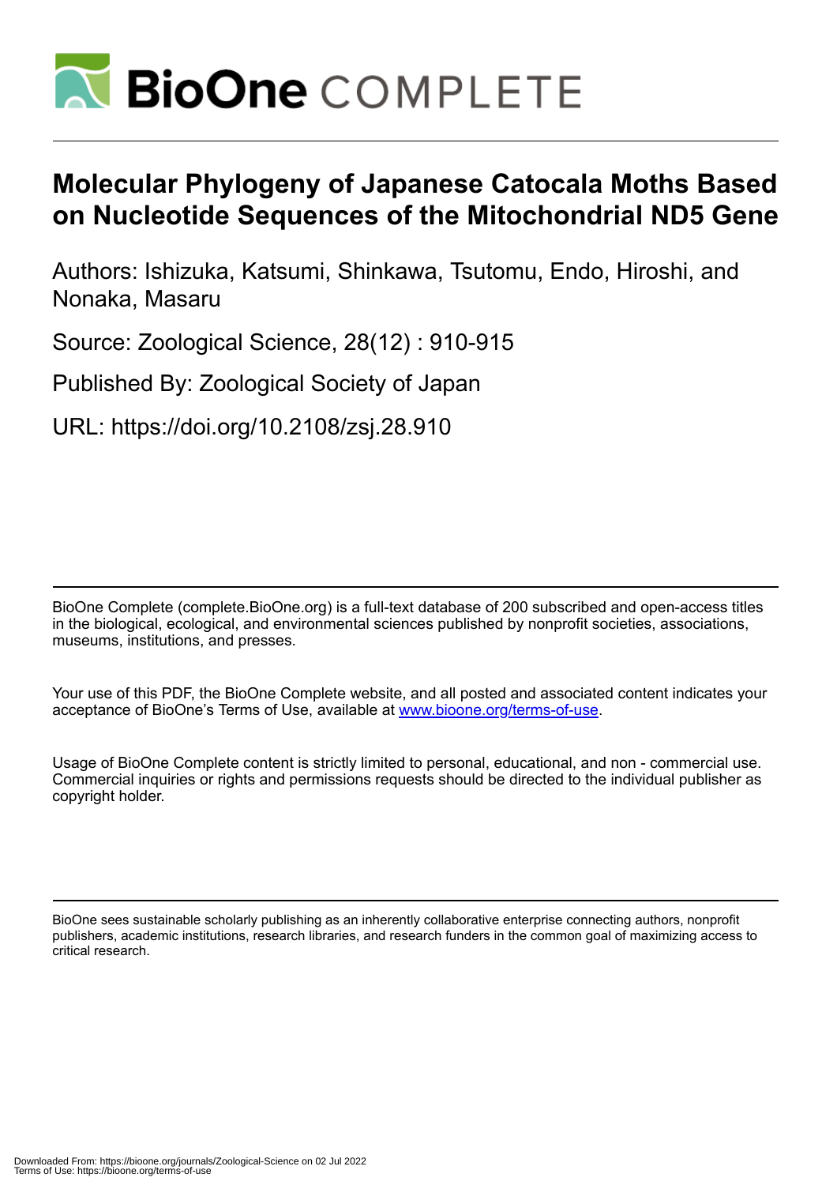# BioOne COMPLETE

# Molecular Phylogeny of Japanese Catocala Moths Based on Nucleotide Sequences of the Mitochondrial ND5 Gene

Authors: Ishizuka, Katsumi, Shinkawa, Tsutomu, Endo, Hiroshi, and Nonaka, Masaru

Source: Zoological Science, 28(12) : 910-915

Published By: Zoological Society of Japan

URL: https://doi.org/10.2108/zsj.28.910

BioOne Complete (complete.BioOne.org) is a full-text database of 200 subscribed and open-access titles in the biological, ecological, and environmental sciences published by nonprofit societies, associations, museums, institutions, and presses.

Your use of this PDF, the BioOne Complete website, and all posted and associated content indicates your acceptance of BioOne's Terms of Use, available at www.bioone.org/terms-of-use.

Usage of BioOne Complete content is strictly limited to personal, educational, and non - commercial use. Commercial inquiries or rights and permissions requests should be directed to the individual publisher as copyright holder.

BioOne sees sustainable scholarly publishing as an inherently collaborative enterprise connecting authors, nonprofit publishers, academic institutions, research libraries, and research funders in the common goal of maximizing access to critical research.

Downloaded From: https://bioone.org/journals/Zoological-Science on 02 Jul 2022
Terms of Use: https://bioone.org/terms-of-use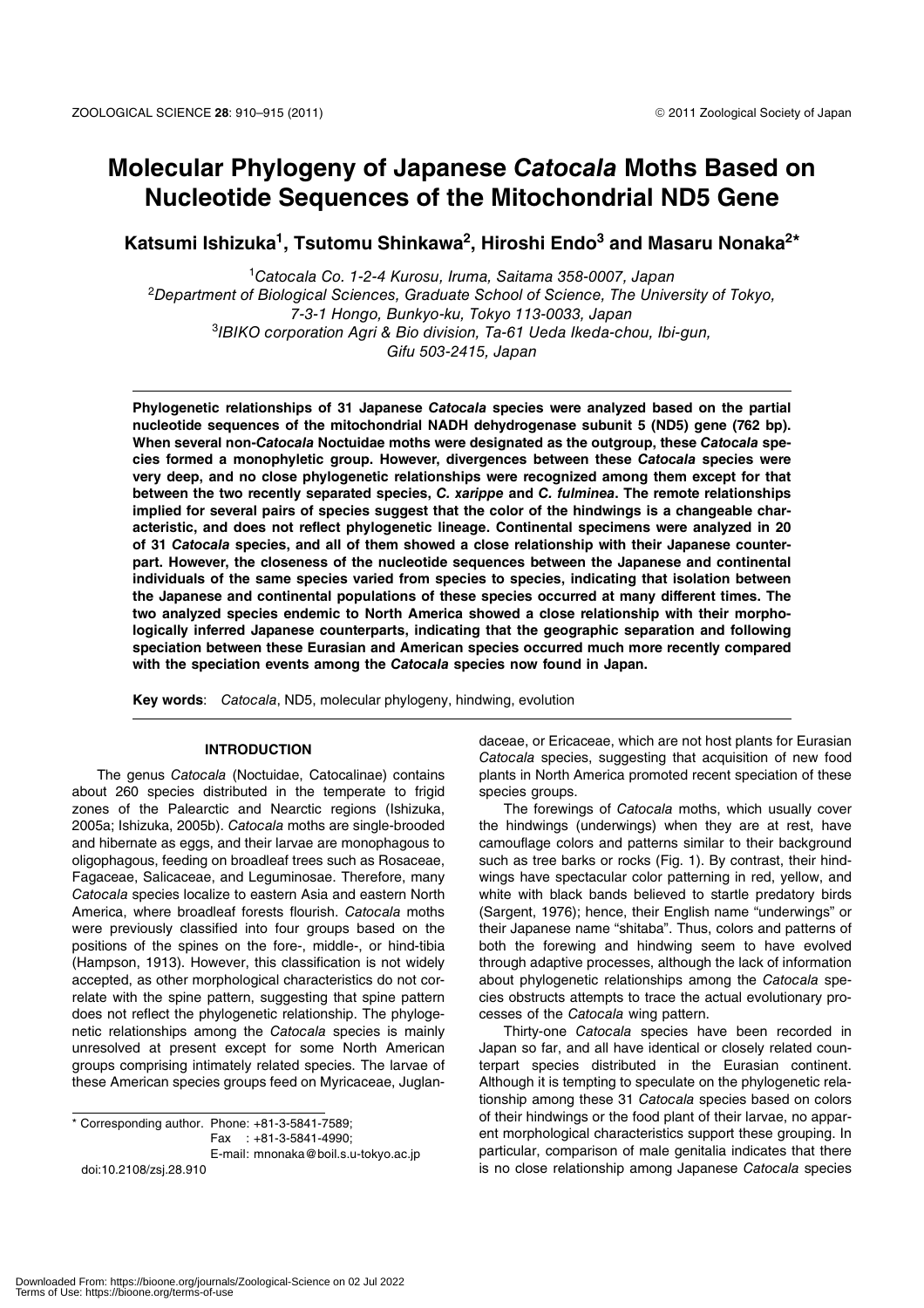# Molecular Phylogeny of Japanese *Catocala* Moths Based on Nucleotide Sequences of the Mitochondrial ND5 Gene

**Katsumi Ishizuka[1], Tsutomu Shinkawa[2], Hiroshi Endo[3] and Masaru Nonaka[2*]**

[1]*Catocala Co. 1-2-4 Kurosu, Iruma, Saitama 358-0007, Japan*
[2]*Department of Biological Sciences, Graduate School of Science, The University of Tokyo, 7-3-1 Hongo, Bunkyo-ku, Tokyo 113-0033, Japan*
[3]*IBIKO corporation Agri & Bio division, Ta-61 Ueda Ikeda-chou, Ibi-gun, Gifu 503-2415, Japan*

**Phylogenetic relationships of 31 Japanese *Catocala* species were analyzed based on the partial nucleotide sequences of the mitochondrial NADH dehydrogenase subunit 5 (ND5) gene (762 bp). When several non-*Catocala* Noctuidae moths were designated as the outgroup, these *Catocala* species formed a monophyletic group. However, divergences between these *Catocala* species were very deep, and no close phylogenetic relationships were recognized among them except for that between the two recently separated species, *C. xarippe* and *C. fulminea*. The remote relationships implied for several pairs of species suggest that the color of the hindwings is a changeable characteristic, and does not reflect phylogenetic lineage. Continental specimens were analyzed in 20 of 31 *Catocala* species, and all of them showed a close relationship with their Japanese counterpart. However, the closeness of the nucleotide sequences between the Japanese and continental individuals of the same species varied from species to species, indicating that isolation between the Japanese and continental populations of these species occurred at many different times. The two analyzed species endemic to North America showed a close relationship with their morphologically inferred Japanese counterparts, indicating that the geographic separation and following speciation between these Eurasian and American species occurred much more recently compared with the speciation events among the *Catocala* species now found in Japan.**

**Key words**: *Catocala*, ND5, molecular phylogeny, hindwing, evolution

## INTRODUCTION

The genus *Catocala* (Noctuidae, Catocalinae) contains about 260 species distributed in the temperate to frigid zones of the Palearctic and Nearctic regions (Ishizuka, 2005a; Ishizuka, 2005b). *Catocala* moths are single-brooded and hibernate as eggs, and their larvae are monophagous to oligophagous, feeding on broadleaf trees such as Rosaceae, Fagaceae, Salicaceae, and Leguminosae. Therefore, many *Catocala* species localize to eastern Asia and eastern North America, where broadleaf forests flourish. *Catocala* moths were previously classified into four groups based on the positions of the spines on the fore-, middle-, or hind-tibia (Hampson, 1913). However, this classification is not widely accepted, as other morphological characteristics do not correlate with the spine pattern, suggesting that spine pattern does not reflect the phylogenetic relationship. The phylogenetic relationships among the *Catocala* species is mainly unresolved at present except for some North American groups comprising intimately related species. The larvae of these American species groups feed on Myricaceae, Juglandaceae, or Ericaceae, which are not host plants for Eurasian *Catocala* species, suggesting that acquisition of new food plants in North America promoted recent speciation of these species groups.

The forewings of *Catocala* moths, which usually cover the hindwings (underwings) when they are at rest, have camouflage colors and patterns similar to their background such as tree barks or rocks (Fig. 1). By contrast, their hindwings have spectacular color patterning in red, yellow, and white with black bands believed to startle predatory birds (Sargent, 1976); hence, their English name "underwings" or their Japanese name "shitaba". Thus, colors and patterns of both the forewing and hindwing seem to have evolved through adaptive processes, although the lack of information about phylogenetic relationships among the *Catocala* species obstructs attempts to trace the actual evolutionary processes of the *Catocala* wing pattern.

Thirty-one *Catocala* species have been recorded in Japan so far, and all have identical or closely related counterpart species distributed in the Eurasian continent. Although it is tempting to speculate on the phylogenetic relationship among these 31 *Catocala* species based on colors of their hindwings or the food plant of their larvae, no apparent morphological characteristics support these grouping. In particular, comparison of male genitalia indicates that there is no close relationship among Japanese *Catocala* species

\* Corresponding author. Phone: +81-3-5841-7589;
Fax : +81-3-5841-4990;
E-mail: mnonaka@boil.s.u-tokyo.ac.jp
doi:10.2108/zsj.28.910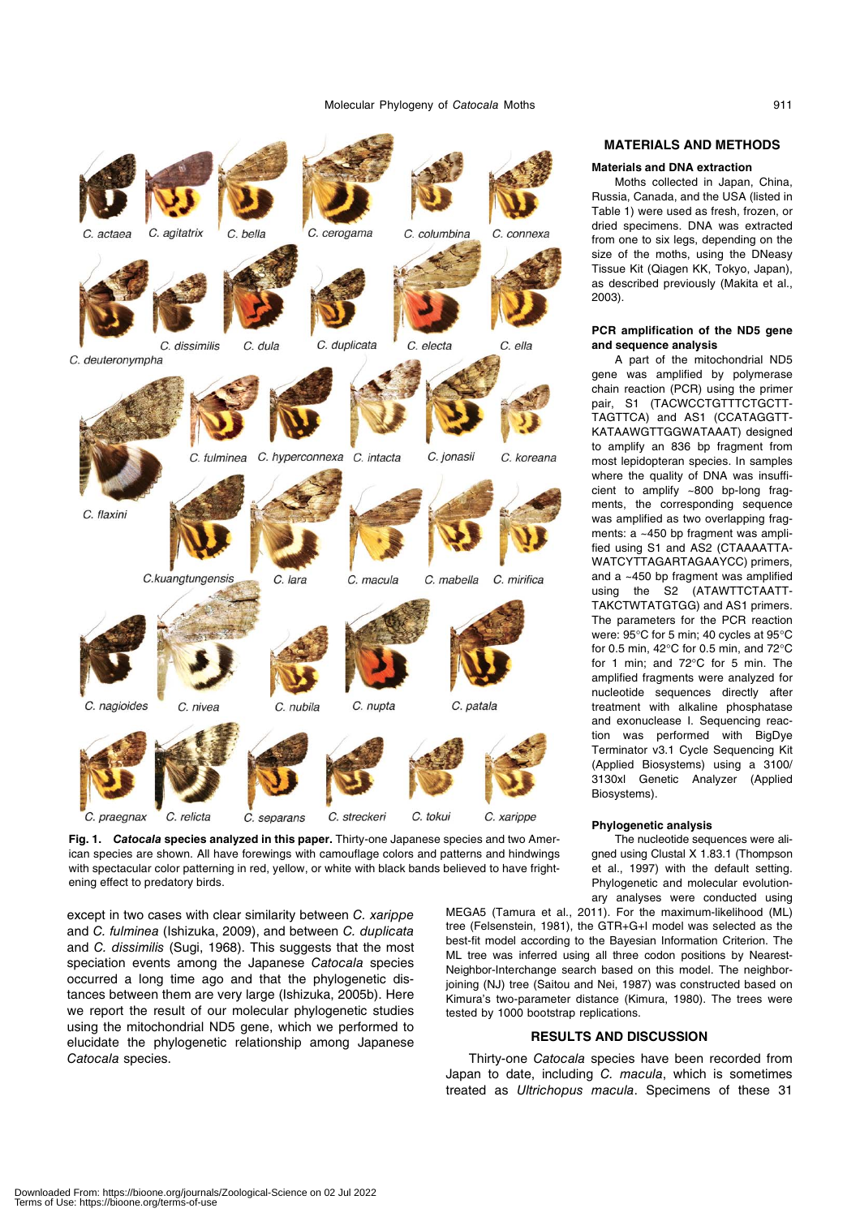Fig. 1. ***Catocala* species analyzed in this paper.** Thirty-one Japanese species and two American species are shown. All have forewings with camouflage colors and patterns and hindwings with spectacular color patterning in red, yellow, or white with black bands believed to have frightening effect to predatory birds.

except in two cases with clear similarity between *C. xarippe* and *C. fulminea* (Ishizuka, 2009), and between *C. duplicata* and *C. dissimilis* (Sugi, 1968). This suggests that the most speciation events among the Japanese *Catocala* species occurred a long time ago and that the phylogenetic distances between them are very large (Ishizuka, 2005b). Here we report the result of our molecular phylogenetic studies using the mitochondrial ND5 gene, which we performed to elucidate the phylogenetic relationship among Japanese *Catocala* species.

## MATERIALS AND METHODS

### Materials and DNA extraction

Moths collected in Japan, China, Russia, Canada, and the USA (listed in Table 1) were used as fresh, frozen, or dried specimens. DNA was extracted from one to six legs, depending on the size of the moths, using the DNeasy Tissue Kit (Qiagen KK, Tokyo, Japan), as described previously (Makita et al., 2003).

### PCR amplification of the ND5 gene and sequence analysis

A part of the mitochondrial ND5 gene was amplified by polymerase chain reaction (PCR) using the primer pair, S1 (TACWCCTGTTTCTGCTTTAGTTCA) and AS1 (CCATAGGTTKATAAWGTTGGWATAAAT) designed to amplify an 836 bp fragment from most lepidopteran species. In samples where the quality of DNA was insufficient to amplify ~800 bp-long fragments, the corresponding sequence was amplified as two overlapping fragments: a ~450 bp fragment was amplified using S1 and AS2 (CTAAAATAWATCYTTAGARTAGAAYCC) primers, and a ~450 bp fragment was amplified using the S2 (ATAWTTCTAATTTAKCTWTATGTGG) and AS1 primers. The parameters for the PCR reaction were: 95°C for 5 min; 40 cycles at 95°C for 0.5 min, 42°C for 0.5 min, and 72°C for 1 min; and 72°C for 5 min. The amplified fragments were analyzed for nucleotide sequences directly after treatment with alkaline phosphatase and exonuclease I. Sequencing reaction was performed with BigDye Terminator v3.1 Cycle Sequencing Kit (Applied Biosystems) using a 3100/3130xl Genetic Analyzer (Applied Biosystems).

### Phylogenetic analysis

The nucleotide sequences were aligned using Clustal X 1.83.1 (Thompson et al., 1997) with the default setting. Phylogenetic and molecular evolutionary analyses were conducted using MEGA5 (Tamura et al., 2011). For the maximum-likelihood (ML) tree (Felsenstein, 1981), the GTR+G+I model was selected as the best-fit model according to the Bayesian Information Criterion. The ML tree was inferred using all three codon positions by Nearest-Neighbor-Interchange search based on this model. The neighbor-joining (NJ) tree (Saitou and Nei, 1987) was constructed based on Kimura's two-parameter distance (Kimura, 1980). The trees were tested by 1000 bootstrap replications.

## RESULTS AND DISCUSSION

Thirty-one *Catocala* species have been recorded from Japan to date, including *C. macula*, which is sometimes treated as *Ultrichopus macula*. Specimens of these 31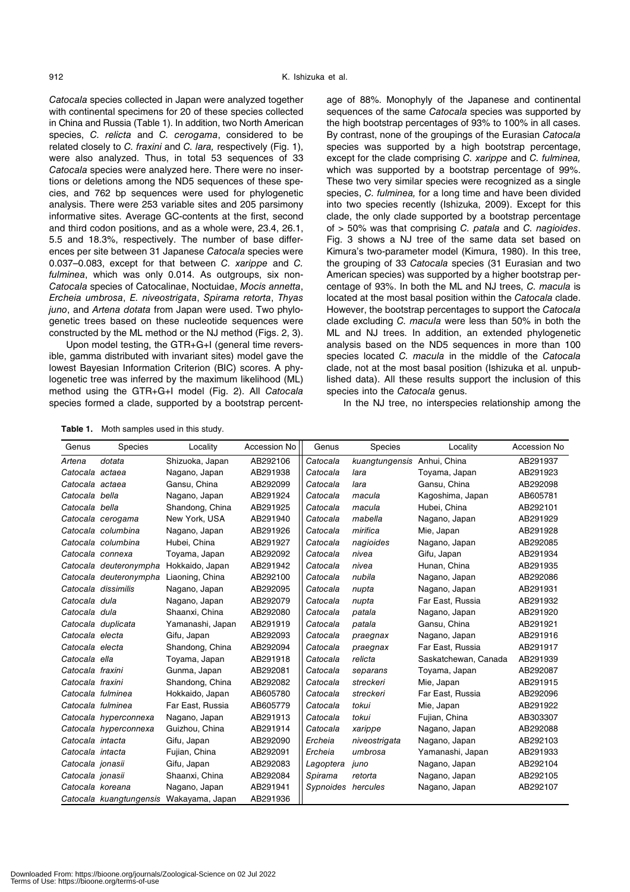*Catocala* species collected in Japan were analyzed together with continental specimens for 20 of these species collected in China and Russia (Table 1). In addition, two North American species, *C. relicta* and *C. cerogama*, considered to be related closely to *C. fraxini* and *C. lara,* respectively (Fig. 1), were also analyzed. Thus, in total 53 sequences of 33 *Catocala* species were analyzed here. There were no insertions or deletions among the ND5 sequences of these species, and 762 bp sequences were used for phylogenetic analysis. There were 253 variable sites and 205 parsimony informative sites. Average GC-contents at the first, second and third codon positions, and as a whole were, 23.4, 26.1, 5.5 and 18.3%, respectively. The number of base differences per site between 31 Japanese *Catocala* species were 0.037–0.083, except for that between *C. xarippe* and *C. fulminea*, which was only 0.014. As outgroups, six non-*Catocala* species of Catocalinae, Noctuidae, *Mocis annetta*, *Ercheia umbrosa*, *E. niveostrigata*, *Spirama retorta*, *Thyas juno*, and *Artena dotata* from Japan were used. Two phylogenetic trees based on these nucleotide sequences were constructed by the ML method or the NJ method (Figs. 2, 3).

Upon model testing, the GTR+G+I (general time reversible, gamma distributed with invariant sites) model gave the lowest Bayesian Information Criterion (BIC) scores. A phylogenetic tree was inferred by the maximum likelihood (ML) method using the GTR+G+I model (Fig. 2). All *Catocala* species formed a clade, supported by a bootstrap percentage of 88%. Monophyly of the Japanese and continental sequences of the same *Catocala* species was supported by the high bootstrap percentages of 93% to 100% in all cases. By contrast, none of the groupings of the Eurasian *Catocala* species was supported by a high bootstrap percentage, except for the clade comprising *C. xarippe* and *C. fulminea,* which was supported by a bootstrap percentage of 99%. These two very similar species were recognized as a single species, *C. fulminea,* for a long time and have been divided into two species recently (Ishizuka, 2009). Except for this clade, the only clade supported by a bootstrap percentage of > 50% was that comprising *C. patala* and *C. nagioides*. Fig. 3 shows a NJ tree of the same data set based on Kimura's two-parameter model (Kimura, 1980). In this tree, the grouping of 33 *Catocala* species (31 Eurasian and two American species) was supported by a higher bootstrap percentage of 93%. In both the ML and NJ trees, *C. macula* is located at the most basal position within the *Catocala* clade. However, the bootstrap percentages to support the *Catocala* clade excluding *C. macula* were less than 50% in both the ML and NJ trees. In addition, an extended phylogenetic analysis based on the ND5 sequences in more than 100 species located *C. macula* in the middle of the *Catocala* clade, not at the most basal position (Ishizuka et al. unpublished data). All these results support the inclusion of this species into the *Catocala* genus.

In the NJ tree, no interspecies relationship among the

**Table 1.** Moth samples used in this study.

| Genus | Species | Locality | Accession No | Genus | Species | Locality | Accession No |
|---|---|---|---|---|---|---|---|
| *Artena* | *dotata* | Shizuoka, Japan | AB292106 | *Catocala* | *kuangtungensis* | Anhui, China | AB291937 |
| *Catocala* | *actaea* | Nagano, Japan | AB291938 | *Catocala* | *lara* | Toyama, Japan | AB291923 |
| *Catocala* | *actaea* | Gansu, China | AB292099 | *Catocala* | *lara* | Gansu, China | AB292098 |
| *Catocala* | *bella* | Nagano, Japan | AB291924 | *Catocala* | *macula* | Kagoshima, Japan | AB605781 |
| *Catocala* | *bella* | Shandong, China | AB291925 | *Catocala* | *macula* | Hubei, China | AB292101 |
| *Catocala* | *cerogama* | New York, USA | AB291940 | *Catocala* | *mabella* | Nagano, Japan | AB291929 |
| *Catocala* | *columbina* | Nagano, Japan | AB291926 | *Catocala* | *mirifica* | Mie, Japan | AB291928 |
| *Catocala* | *columbina* | Hubei, China | AB291927 | *Catocala* | *nagioides* | Nagano, Japan | AB292085 |
| *Catocala* | *connexa* | Toyama, Japan | AB292092 | *Catocala* | *nivea* | Gifu, Japan | AB291934 |
| *Catocala* | *deuteronympha* | Hokkaido, Japan | AB291942 | *Catocala* | *nivea* | Hunan, China | AB291935 |
| *Catocala* | *deuteronympha* | Liaoning, China | AB292100 | *Catocala* | *nubila* | Nagano, Japan | AB292086 |
| *Catocala* | *dissimilis* | Nagano, Japan | AB292095 | *Catocala* | *nupta* | Nagano, Japan | AB291931 |
| *Catocala* | *dula* | Nagano, Japan | AB292079 | *Catocala* | *nupta* | Far East, Russia | AB291932 |
| *Catocala* | *dula* | Shaanxi, China | AB292080 | *Catocala* | *patala* | Nagano, Japan | AB291920 |
| *Catocala* | *duplicata* | Yamanashi, Japan | AB291919 | *Catocala* | *patala* | Gansu, China | AB291921 |
| *Catocala* | *electa* | Gifu, Japan | AB292093 | *Catocala* | *praegnax* | Nagano, Japan | AB291916 |
| *Catocala* | *electa* | Shandong, China | AB292094 | *Catocala* | *praegnax* | Far East, Russia | AB291917 |
| *Catocala* | *ella* | Toyama, Japan | AB291918 | *Catocala* | *relicta* | Saskatchewan, Canada | AB291939 |
| *Catocala* | *fraxini* | Gunma, Japan | AB292081 | *Catocala* | *separans* | Toyama, Japan | AB292087 |
| *Catocala* | *fraxini* | Shandong, China | AB292082 | *Catocala* | *streckeri* | Mie, Japan | AB291915 |
| *Catocala* | *fulminea* | Hokkaido, Japan | AB605780 | *Catocala* | *streckeri* | Far East, Russia | AB292096 |
| *Catocala* | *fulminea* | Far East, Russia | AB605779 | *Catocala* | *tokui* | Mie, Japan | AB291922 |
| *Catocala* | *hyperconnexa* | Nagano, Japan | AB291913 | *Catocala* | *tokui* | Fujian, China | AB303307 |
| *Catocala* | *hyperconnexa* | Guizhou, China | AB291914 | *Catocala* | *xarippe* | Nagano, Japan | AB292088 |
| *Catocala* | *intacta* | Gifu, Japan | AB292090 | *Ercheia* | *niveostrigata* | Nagano, Japan | AB292103 |
| *Catocala* | *intacta* | Fujian, China | AB292091 | *Ercheia* | *umbrosa* | Yamanashi, Japan | AB291933 |
| *Catocala* | *jonasii* | Gifu, Japan | AB292083 | *Lagoptera* | *juno* | Nagano, Japan | AB292104 |
| *Catocala* | *jonasii* | Shaanxi, China | AB292084 | *Spirama* | *retorta* | Nagano, Japan | AB292105 |
| *Catocala* | *koreana* | Nagano, Japan | AB291941 | *Sypnoides* | *hercules* | Nagano, Japan | AB292107 |
| *Catocala* | *kuangtungensis* | Wakayama, Japan | AB291936 | | | | |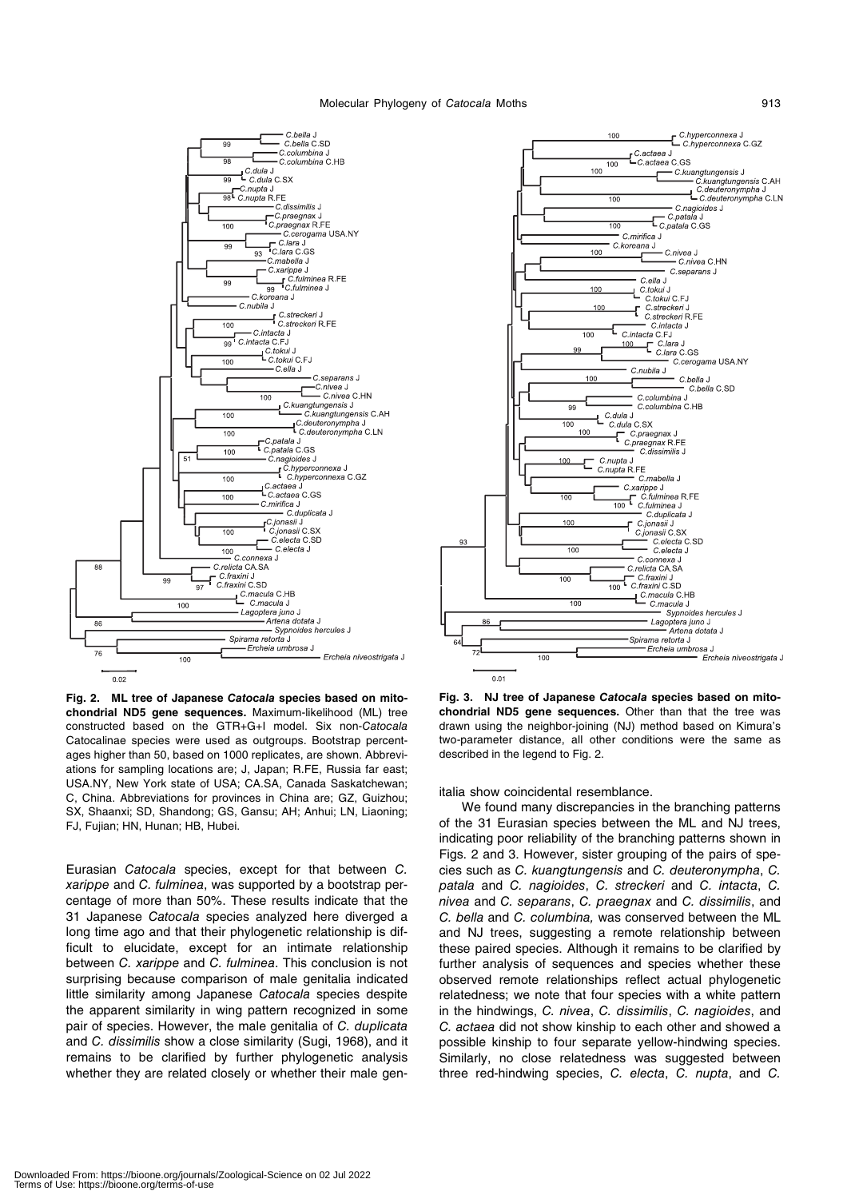**Fig. 2. ML tree of Japanese *Catocala* species based on mitochondrial ND5 gene sequences.** Maximum-likelihood (ML) tree constructed based on the GTR+G+I model. Six non-*Catocala* Catocalinae species were used as outgroups. Bootstrap percentages higher than 50, based on 1000 replicates, are shown. Abbreviations for sampling locations are; J, Japan; R.FE, Russia far east; USA.NY, New York state of USA; CA.SA, Canada Saskatchewan; C, China. Abbreviations for provinces in China are; GZ, Guizhou; SX, Shaanxi; SD, Shandong; GS, Gansu; AH; Anhui; LN, Liaoning; FJ, Fujian; HN, Hunan; HB, Hubei.

**Fig. 3. NJ tree of Japanese *Catocala* species based on mitochondrial ND5 gene sequences.** Other than that the tree was drawn using the neighbor-joining (NJ) method based on Kimura's two-parameter distance, all other conditions were the same as described in the legend to Fig. 2.

Eurasian *Catocala* species, except for that between *C. xarippe* and *C. fulminea*, was supported by a bootstrap percentage of more than 50%. These results indicate that the 31 Japanese *Catocala* species analyzed here diverged a long time ago and that their phylogenetic relationship is difficult to elucidate, except for an intimate relationship between *C. xarippe* and *C. fulminea*. This conclusion is not surprising because comparison of male genitalia indicated little similarity among Japanese *Catocala* species despite the apparent similarity in wing pattern recognized in some pair of species. However, the male genitalia of *C. duplicata* and *C. dissimilis* show a close similarity (Sugi, 1968), and it remains to be clarified by further phylogenetic analysis whether they are related closely or whether their male genitalia show coincidental resemblance.

We found many discrepancies in the branching patterns of the 31 Eurasian species between the ML and NJ trees, indicating poor reliability of the branching patterns shown in Figs. 2 and 3. However, sister grouping of the pairs of species such as *C. kuangtungensis* and *C. deuteronympha*, *C. patala* and *C. nagioides*, *C. streckeri* and *C. intacta*, *C. nivea* and *C. separans*, *C. praegnax* and *C. dissimilis*, and *C. bella* and *C. columbina,* was conserved between the ML and NJ trees, suggesting a remote relationship between these paired species. Although it remains to be clarified by further analysis of sequences and species whether these observed remote relationships reflect actual phylogenetic relatedness; we note that four species with a white pattern in the hindwings, *C. nivea*, *C. dissimilis*, *C. nagioides*, and *C. actaea* did not show kinship to each other and showed a possible kinship to four separate yellow-hindwing species. Similarly, no close relatedness was suggested between three red-hindwing species, *C. electa*, *C. nupta*, and *C.*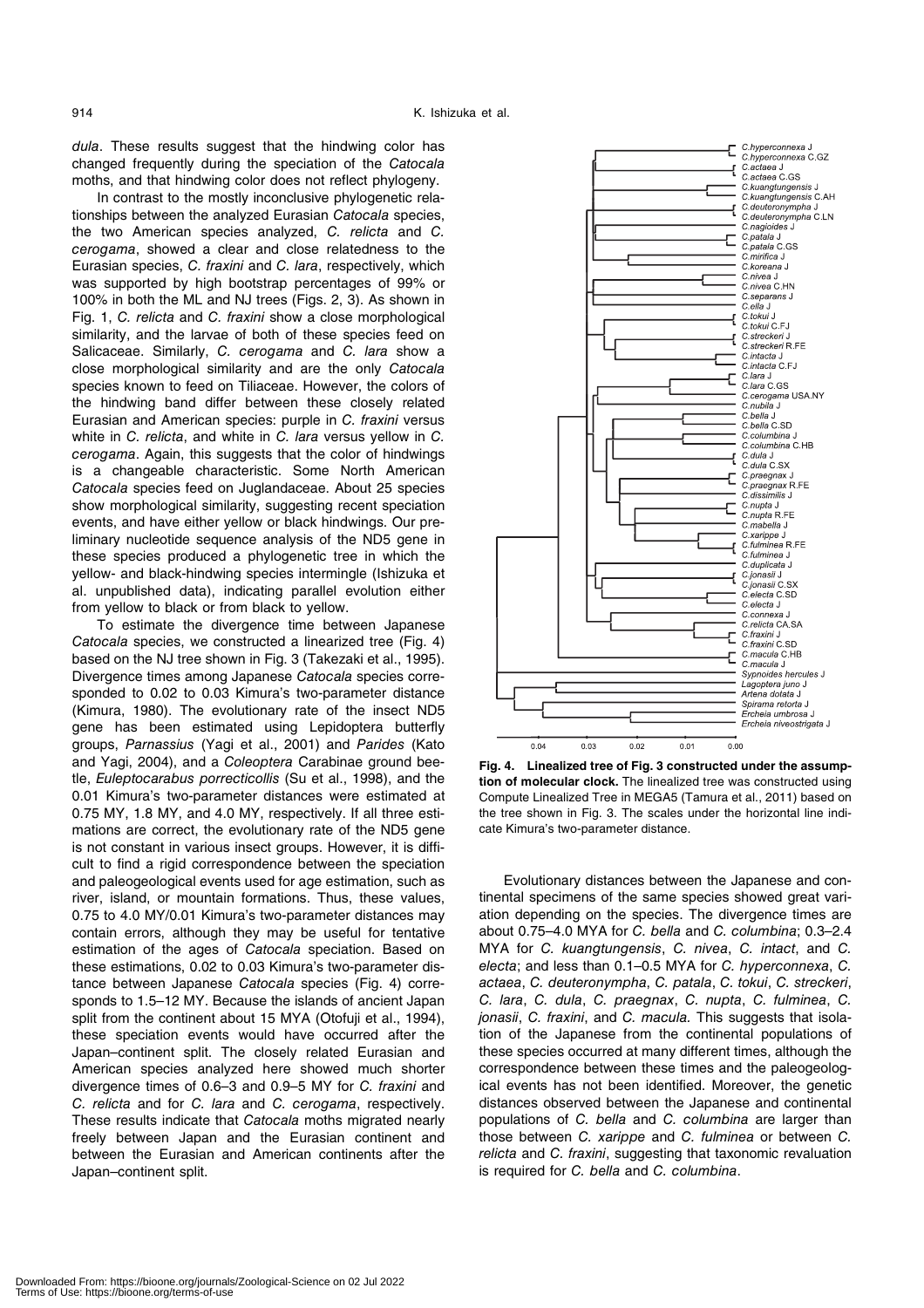*dula*. These results suggest that the hindwing color has changed frequently during the speciation of the *Catocala* moths, and that hindwing color does not reflect phylogeny.

In contrast to the mostly inconclusive phylogenetic relationships between the analyzed Eurasian *Catocala* species, the two American species analyzed, *C. relicta* and *C. cerogama*, showed a clear and close relatedness to the Eurasian species, *C. fraxini* and *C. lara*, respectively, which was supported by high bootstrap percentages of 99% or 100% in both the ML and NJ trees (Figs. 2, 3). As shown in Fig. 1, *C. relicta* and *C. fraxini* show a close morphological similarity, and the larvae of both of these species feed on Salicaceae. Similarly, *C. cerogama* and *C. lara* show a close morphological similarity and are the only *Catocala* species known to feed on Tiliaceae. However, the colors of the hindwing band differ between these closely related Eurasian and American species: purple in *C. fraxini* versus white in *C. relicta*, and white in *C. lara* versus yellow in *C. cerogama*. Again, this suggests that the color of hindwings is a changeable characteristic. Some North American *Catocala* species feed on Juglandaceae. About 25 species show morphological similarity, suggesting recent speciation events, and have either yellow or black hindwings. Our preliminary nucleotide sequence analysis of the ND5 gene in these species produced a phylogenetic tree in which the yellow- and black-hindwing species intermingle (Ishizuka et al. unpublished data), indicating parallel evolution either from yellow to black or from black to yellow.

To estimate the divergence time between Japanese *Catocala* species, we constructed a linearized tree (Fig. 4) based on the NJ tree shown in Fig. 3 (Takezaki et al., 1995). Divergence times among Japanese *Catocala* species corresponded to 0.02 to 0.03 Kimura's two-parameter distance (Kimura, 1980). The evolutionary rate of the insect ND5 gene has been estimated using Lepidoptera butterfly groups, *Parnassius* (Yagi et al., 2001) and *Parides* (Kato and Yagi, 2004), and a *Coleoptera* Carabinae ground beetle, *Euleptocarabus porrecticollis* (Su et al., 1998), and the 0.01 Kimura's two-parameter distances were estimated at 0.75 MY, 1.8 MY, and 4.0 MY, respectively. If all three estimations are correct, the evolutionary rate of the ND5 gene is not constant in various insect groups. However, it is difficult to find a rigid correspondence between the speciation and paleogeological events used for age estimation, such as river, island, or mountain formations. Thus, these values, 0.75 to 4.0 MY/0.01 Kimura's two-parameter distances may contain errors, although they may be useful for tentative estimation of the ages of *Catocala* speciation. Based on these estimations, 0.02 to 0.03 Kimura's two-parameter distance between Japanese *Catocala* species (Fig. 4) corresponds to 1.5–12 MY. Because the islands of ancient Japan split from the continent about 15 MYA (Otofuji et al., 1994), these speciation events would have occurred after the Japan–continent split. The closely related Eurasian and American species analyzed here showed much shorter divergence times of 0.6–3 and 0.9–5 MY for *C. fraxini* and *C. relicta* and for *C. lara* and *C. cerogama*, respectively. These results indicate that *Catocala* moths migrated nearly freely between Japan and the Eurasian continent and between the Eurasian and American continents after the Japan–continent split.

**Fig. 4. Linealized tree of Fig. 3 constructed under the assumption of molecular clock.** The linealized tree was constructed using Compute Linealized Tree in MEGA5 (Tamura et al., 2011) based on the tree shown in Fig. 3. The scales under the horizontal line indicate Kimura's two-parameter distance.

Evolutionary distances between the Japanese and continental specimens of the same species showed great variation depending on the species. The divergence times are about 0.75–4.0 MYA for *C. bella* and *C. columbina*; 0.3–2.4 MYA for *C. kuangtungensis*, *C. nivea*, *C. intact*, and *C. electa*; and less than 0.1–0.5 MYA for *C. hyperconnexa*, *C. actaea*, *C. deuteronympha*, *C. patala*, *C. tokui*, *C. streckeri*, *C. lara*, *C. dula*, *C. praegnax*, *C. nupta*, *C. fulminea*, *C. jonasii*, *C. fraxini*, and *C. macula*. This suggests that isolation of the Japanese from the continental populations of these species occurred at many different times, although the correspondence between these times and the paleogeological events has not been identified. Moreover, the genetic distances observed between the Japanese and continental populations of *C. bella* and *C. columbina* are larger than those between *C. xarippe* and *C. fulminea* or between *C. relicta* and *C. fraxini*, suggesting that taxonomic revaluation is required for *C. bella* and *C. columbina*.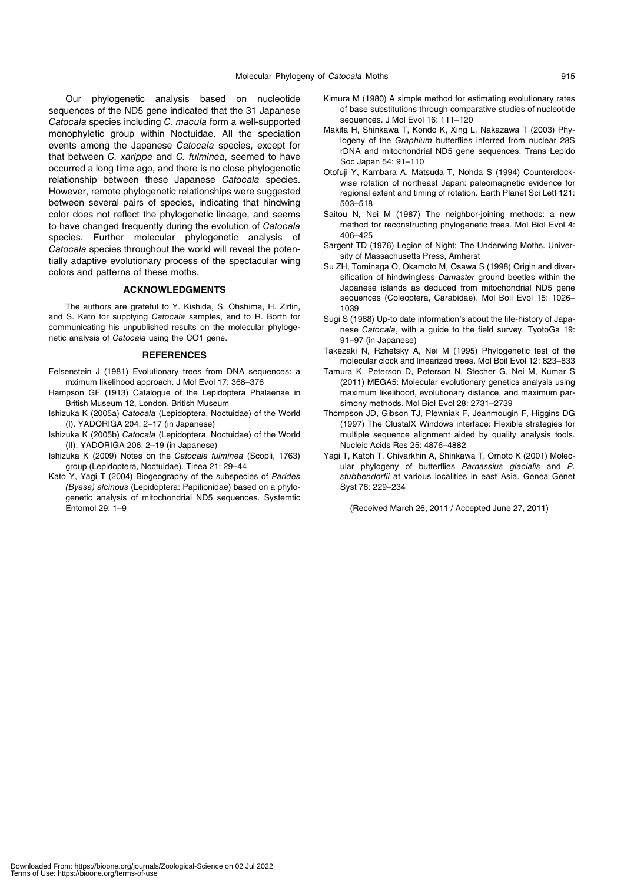Our phylogenetic analysis based on nucleotide sequences of the ND5 gene indicated that the 31 Japanese *Catocala* species including *C. macula* form a well-supported monophyletic group within Noctuidae. All the speciation events among the Japanese *Catocala* species, except for that between *C. xarippe* and *C. fulminea*, seemed to have occurred a long time ago, and there is no close phylogenetic relationship between these Japanese *Catocala* species. However, remote phylogenetic relationships were suggested between several pairs of species, indicating that hindwing color does not reflect the phylogenetic lineage, and seems to have changed frequently during the evolution of *Catocala* species. Further molecular phylogenetic analysis of *Catocala* species throughout the world will reveal the potentially adaptive evolutionary process of the spectacular wing colors and patterns of these moths.

## ACKNOWLEDGMENTS

The authors are grateful to Y. Kishida, S. Ohshima, H. Zirlin, and S. Kato for supplying *Catocala* samples, and to R. Borth for communicating his unpublished results on the molecular phylogenetic analysis of *Catocala* using the CO1 gene.

## REFERENCES

Felsenstein J (1981) Evolutionary trees from DNA sequences: a mximum likelihood approach. J Mol Evol 17: 368–376

Hampson GF (1913) Catalogue of the Lepidoptera Phalaenae in British Museum 12, London, British Museum

Ishizuka K (2005a) *Catocala* (Lepidoptera, Noctuidae) of the World (I). YADORIGA 204: 2–17 (in Japanese)

Ishizuka K (2005b) *Catocala* (Lepidoptera, Noctuidae) of the World (II). YADORIGA 206: 2–19 (in Japanese)

Ishizuka K (2009) Notes on the *Catocala fulminea* (Scopli, 1763) group (Lepidoptera, Noctuidae). Tinea 21: 29–44

Kato Y, Yagi T (2004) Biogeography of the subspecies of *Parides (Byasa) alcinous* (Lepidoptera: Papilionidae) based on a phylogenetic analysis of mitochondrial ND5 sequences. Systemtic Entomol 29: 1–9

Kimura M (1980) A simple method for estimating evolutionary rates of base substitutions through comparative studies of nucleotide sequences. J Mol Evol 16: 111–120

Makita H, Shinkawa T, Kondo K, Xing L, Nakazawa T (2003) Phylogeny of the *Graphium* butterflies inferred from nuclear 28S rDNA and mitochondrial ND5 gene sequences. Trans Lepido Soc Japan 54: 91–110

Otofuji Y, Kambara A, Matsuda T, Nohda S (1994) Counterclockwise rotation of northeast Japan: paleomagnetic evidence for regional extent and timing of rotation. Earth Planet Sci Lett 121: 503–518

Saitou N, Nei M (1987) The neighbor-joining methods: a new method for reconstructing phylogenetic trees. Mol Biol Evol 4: 406–425

Sargent TD (1976) Legion of Night; The Underwing Moths. University of Massachusetts Press, Amherst

Su ZH, Tominaga O, Okamoto M, Osawa S (1998) Origin and diversification of hindwingless *Damaster* ground beetles within the Japanese islands as deduced from mitochondrial ND5 gene sequences (Coleoptera, Carabidae). Mol Boil Evol 15: 1026–1039

Sugi S (1968) Up-to date information's about the life-history of Japanese *Catocala*, with a guide to the field survey. TyotoGa 19: 91–97 (in Japanese)

Takezaki N, Rzhetsky A, Nei M (1995) Phylogenetic test of the molecular clock and linearized trees. Mol Boil Evol 12: 823–833

Tamura K, Peterson D, Peterson N, Stecher G, Nei M, Kumar S (2011) MEGA5: Molecular evolutionary genetics analysis using maximum likelihood, evolutionary distance, and maximum parsimony methods. Mol Biol Evol 28: 2731–2739

Thompson JD, Gibson TJ, Plewniak F, Jeanmougin F, Higgins DG (1997) The ClustalX Windows interface: Flexible strategies for multiple sequence alignment aided by quality analysis tools. Nucleic Acids Res 25: 4876–4882

Yagi T, Katoh T, Chivarkhin A, Shinkawa T, Omoto K (2001) Molecular phylogeny of butterflies *Parnassius glacialis* and *P. stubbendorfii* at various localities in east Asia. Genea Genet Syst 76: 229–234

(Received March 26, 2011 / Accepted June 27, 2011)